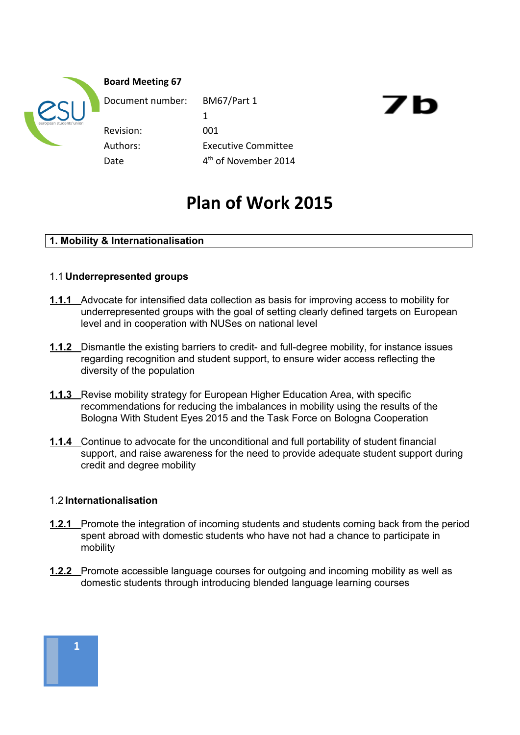**Board Meeting 67**

| | |
|---|---|
| Document number: | BM67/Part 1 |
| | 1 |
| Revision: | 001 |
| Authors: | Executive Committee |
| Date | 4th of November 2014 |

**7b**

# Plan of Work 2015

## 1. Mobility & Internationalisation

### 1.1 Underrepresented groups

**1.1.1** Advocate for intensified data collection as basis for improving access to mobility for underrepresented groups with the goal of setting clearly defined targets on European level and in cooperation with NUSes on national level

**1.1.2** Dismantle the existing barriers to credit- and full-degree mobility, for instance issues regarding recognition and student support, to ensure wider access reflecting the diversity of the population

**1.1.3** Revise mobility strategy for European Higher Education Area, with specific recommendations for reducing the imbalances in mobility using the results of the Bologna With Student Eyes 2015 and the Task Force on Bologna Cooperation

**1.1.4** Continue to advocate for the unconditional and full portability of student financial support, and raise awareness for the need to provide adequate student support during credit and degree mobility

### 1.2 Internationalisation

**1.2.1** Promote the integration of incoming students and students coming back from the period spent abroad with domestic students who have not had a chance to participate in mobility

**1.2.2** Promote accessible language courses for outgoing and incoming mobility as well as domestic students through introducing blended language learning courses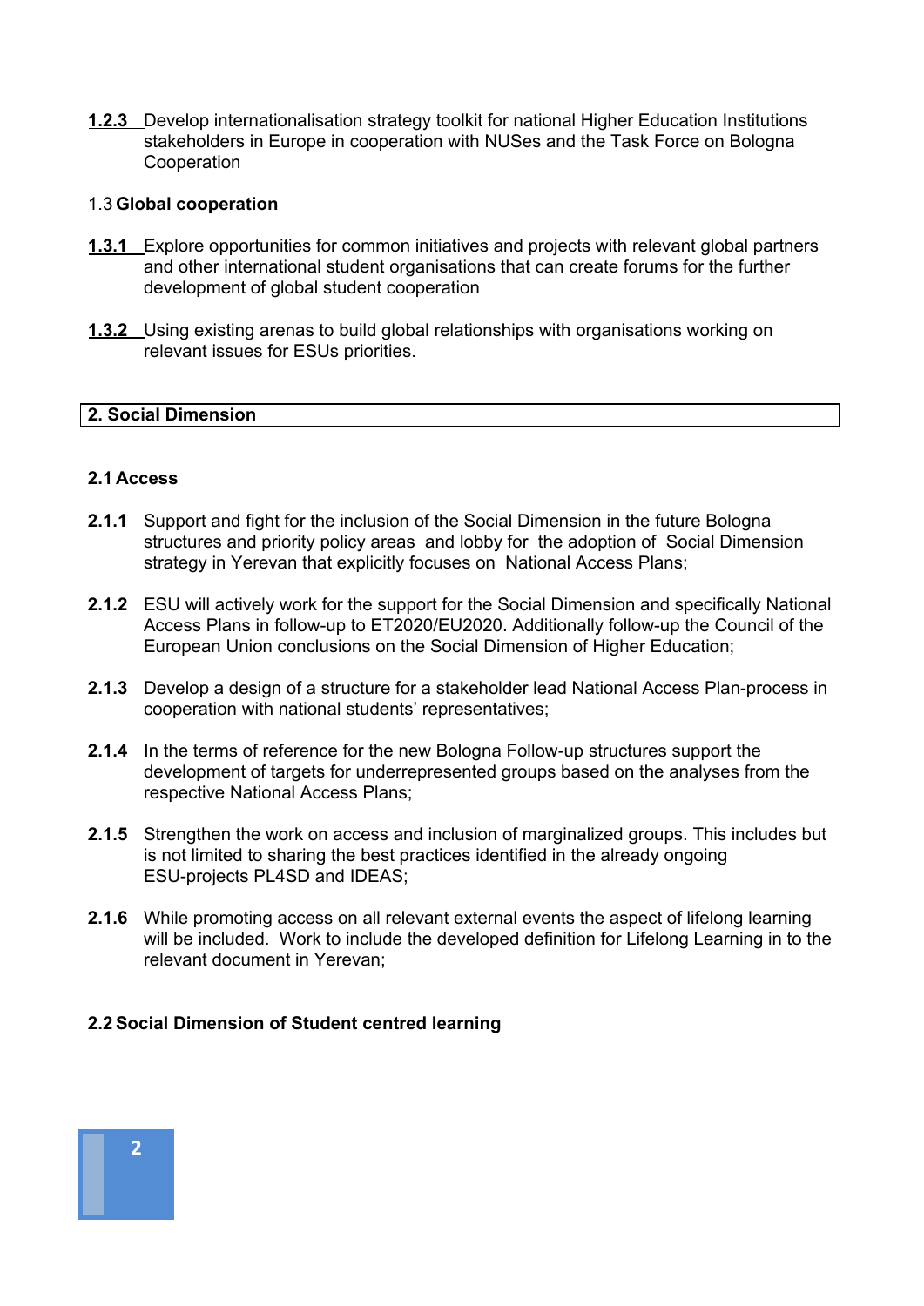**1.2.3** Develop internationalisation strategy toolkit for national Higher Education Institutions stakeholders in Europe in cooperation with NUSes and the Task Force on Bologna Cooperation

### 1.3 Global cooperation

**1.3.1** Explore opportunities for common initiatives and projects with relevant global partners and other international student organisations that can create forums for the further development of global student cooperation

**1.3.2** Using existing arenas to build global relationships with organisations working on relevant issues for ESUs priorities.

## 2. Social Dimension

### 2.1 Access

**2.1.1** Support and fight for the inclusion of the Social Dimension in the future Bologna structures and priority policy areas and lobby for the adoption of Social Dimension strategy in Yerevan that explicitly focuses on National Access Plans;

**2.1.2** ESU will actively work for the support for the Social Dimension and specifically National Access Plans in follow-up to ET2020/EU2020. Additionally follow-up the Council of the European Union conclusions on the Social Dimension of Higher Education;

**2.1.3** Develop a design of a structure for a stakeholder lead National Access Plan-process in cooperation with national students' representatives;

**2.1.4** In the terms of reference for the new Bologna Follow-up structures support the development of targets for underrepresented groups based on the analyses from the respective National Access Plans;

**2.1.5** Strengthen the work on access and inclusion of marginalized groups. This includes but is not limited to sharing the best practices identified in the already ongoing ESU-projects PL4SD and IDEAS;

**2.1.6** While promoting access on all relevant external events the aspect of lifelong learning will be included. Work to include the developed definition for Lifelong Learning in to the relevant document in Yerevan;

### 2.2 Social Dimension of Student centred learning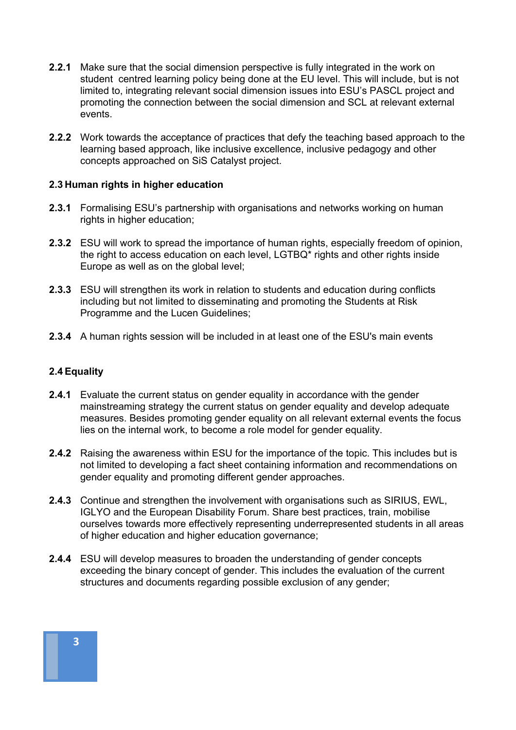**2.2.1** Make sure that the social dimension perspective is fully integrated in the work on student centred learning policy being done at the EU level. This will include, but is not limited to, integrating relevant social dimension issues into ESU's PASCL project and promoting the connection between the social dimension and SCL at relevant external events.

**2.2.2** Work towards the acceptance of practices that defy the teaching based approach to the learning based approach, like inclusive excellence, inclusive pedagogy and other concepts approached on SiS Catalyst project.

### 2.3 Human rights in higher education

**2.3.1** Formalising ESU's partnership with organisations and networks working on human rights in higher education;

**2.3.2** ESU will work to spread the importance of human rights, especially freedom of opinion, the right to access education on each level, LGTBQ* rights and other rights inside Europe as well as on the global level;

**2.3.3** ESU will strengthen its work in relation to students and education during conflicts including but not limited to disseminating and promoting the Students at Risk Programme and the Lucen Guidelines;

**2.3.4** A human rights session will be included in at least one of the ESU's main events

### 2.4 Equality

**2.4.1** Evaluate the current status on gender equality in accordance with the gender mainstreaming strategy the current status on gender equality and develop adequate measures. Besides promoting gender equality on all relevant external events the focus lies on the internal work, to become a role model for gender equality.

**2.4.2** Raising the awareness within ESU for the importance of the topic. This includes but is not limited to developing a fact sheet containing information and recommendations on gender equality and promoting different gender approaches.

**2.4.3** Continue and strengthen the involvement with organisations such as SIRIUS, EWL, IGLYO and the European Disability Forum. Share best practices, train, mobilise ourselves towards more effectively representing underrepresented students in all areas of higher education and higher education governance;

**2.4.4** ESU will develop measures to broaden the understanding of gender concepts exceeding the binary concept of gender. This includes the evaluation of the current structures and documents regarding possible exclusion of any gender;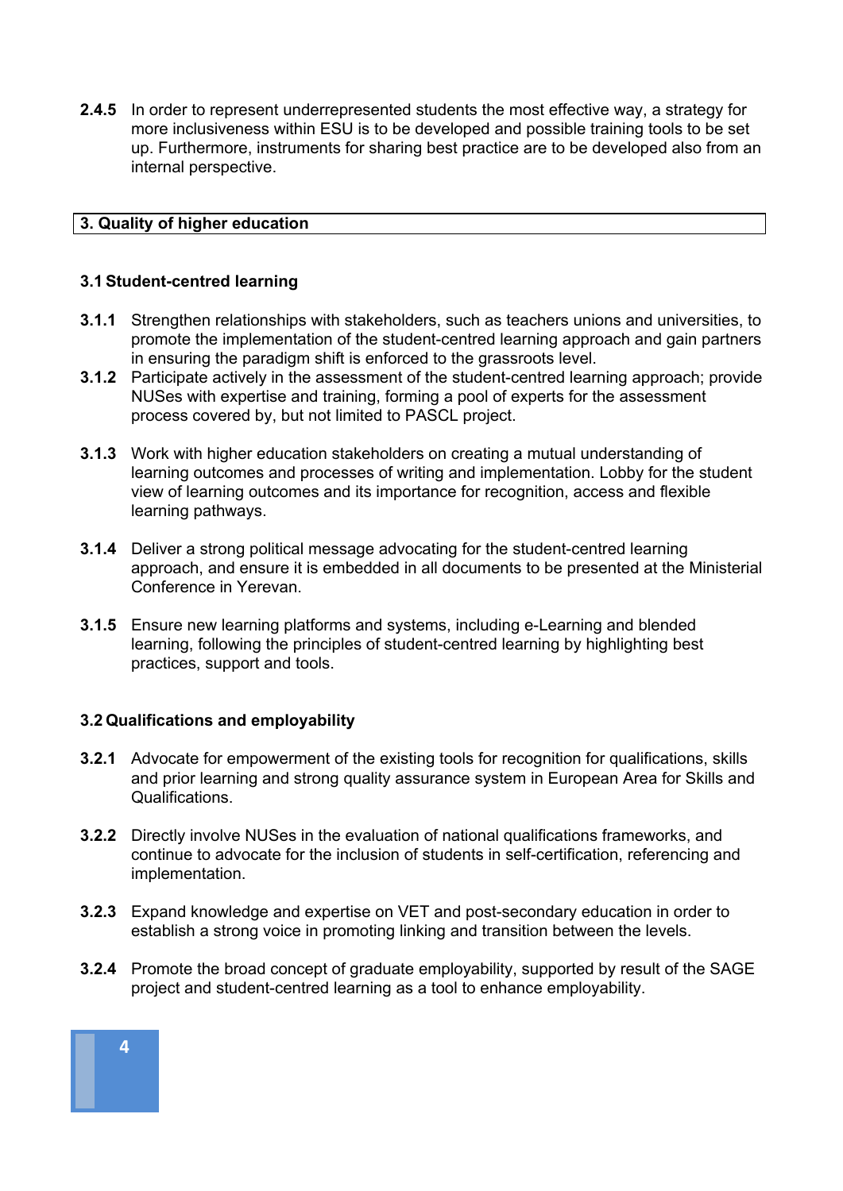**2.4.5** In order to represent underrepresented students the most effective way, a strategy for more inclusiveness within ESU is to be developed and possible training tools to be set up. Furthermore, instruments for sharing best practice are to be developed also from an internal perspective.

## 3. Quality of higher education

### 3.1 Student-centred learning

**3.1.1** Strengthen relationships with stakeholders, such as teachers unions and universities, to promote the implementation of the student-centred learning approach and gain partners in ensuring the paradigm shift is enforced to the grassroots level.

**3.1.2** Participate actively in the assessment of the student-centred learning approach; provide NUSes with expertise and training, forming a pool of experts for the assessment process covered by, but not limited to PASCL project.

**3.1.3** Work with higher education stakeholders on creating a mutual understanding of learning outcomes and processes of writing and implementation. Lobby for the student view of learning outcomes and its importance for recognition, access and flexible learning pathways.

**3.1.4** Deliver a strong political message advocating for the student-centred learning approach, and ensure it is embedded in all documents to be presented at the Ministerial Conference in Yerevan.

**3.1.5** Ensure new learning platforms and systems, including e-Learning and blended learning, following the principles of student-centred learning by highlighting best practices, support and tools.

### 3.2 Qualifications and employability

**3.2.1** Advocate for empowerment of the existing tools for recognition for qualifications, skills and prior learning and strong quality assurance system in European Area for Skills and Qualifications.

**3.2.2** Directly involve NUSes in the evaluation of national qualifications frameworks, and continue to advocate for the inclusion of students in self-certification, referencing and implementation.

**3.2.3** Expand knowledge and expertise on VET and post-secondary education in order to establish a strong voice in promoting linking and transition between the levels.

**3.2.4** Promote the broad concept of graduate employability, supported by result of the SAGE project and student-centred learning as a tool to enhance employability.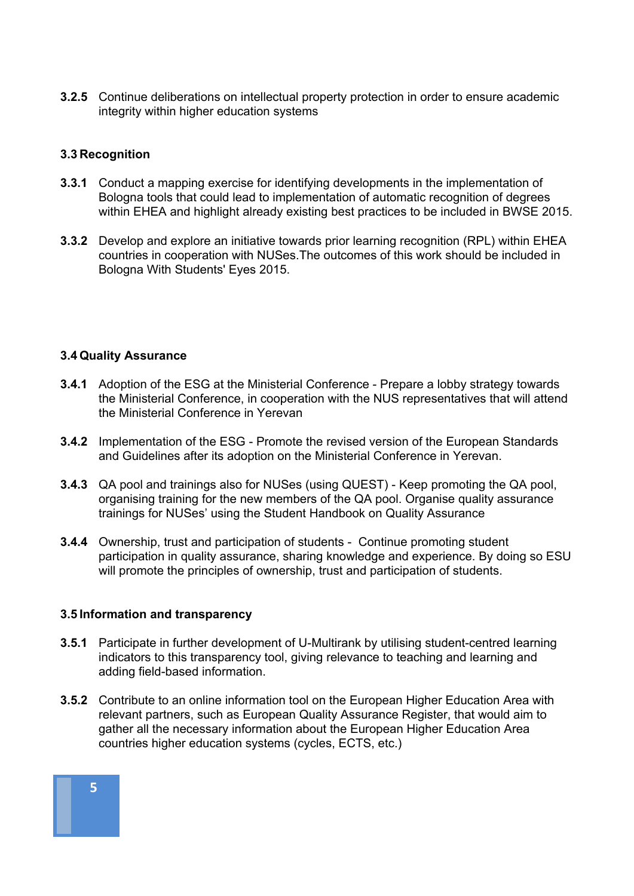**3.2.5** Continue deliberations on intellectual property protection in order to ensure academic integrity within higher education systems

### 3.3 Recognition

**3.3.1** Conduct a mapping exercise for identifying developments in the implementation of Bologna tools that could lead to implementation of automatic recognition of degrees within EHEA and highlight already existing best practices to be included in BWSE 2015.

**3.3.2** Develop and explore an initiative towards prior learning recognition (RPL) within EHEA countries in cooperation with NUSes.The outcomes of this work should be included in Bologna With Students' Eyes 2015.

### 3.4 Quality Assurance

**3.4.1** Adoption of the ESG at the Ministerial Conference - Prepare a lobby strategy towards the Ministerial Conference, in cooperation with the NUS representatives that will attend the Ministerial Conference in Yerevan

**3.4.2** Implementation of the ESG - Promote the revised version of the European Standards and Guidelines after its adoption on the Ministerial Conference in Yerevan.

**3.4.3** QA pool and trainings also for NUSes (using QUEST) - Keep promoting the QA pool, organising training for the new members of the QA pool. Organise quality assurance trainings for NUSes' using the Student Handbook on Quality Assurance

**3.4.4** Ownership, trust and participation of students - Continue promoting student participation in quality assurance, sharing knowledge and experience. By doing so ESU will promote the principles of ownership, trust and participation of students.

### 3.5 Information and transparency

**3.5.1** Participate in further development of U-Multirank by utilising student-centred learning indicators to this transparency tool, giving relevance to teaching and learning and adding field-based information.

**3.5.2** Contribute to an online information tool on the European Higher Education Area with relevant partners, such as European Quality Assurance Register, that would aim to gather all the necessary information about the European Higher Education Area countries higher education systems (cycles, ECTS, etc.)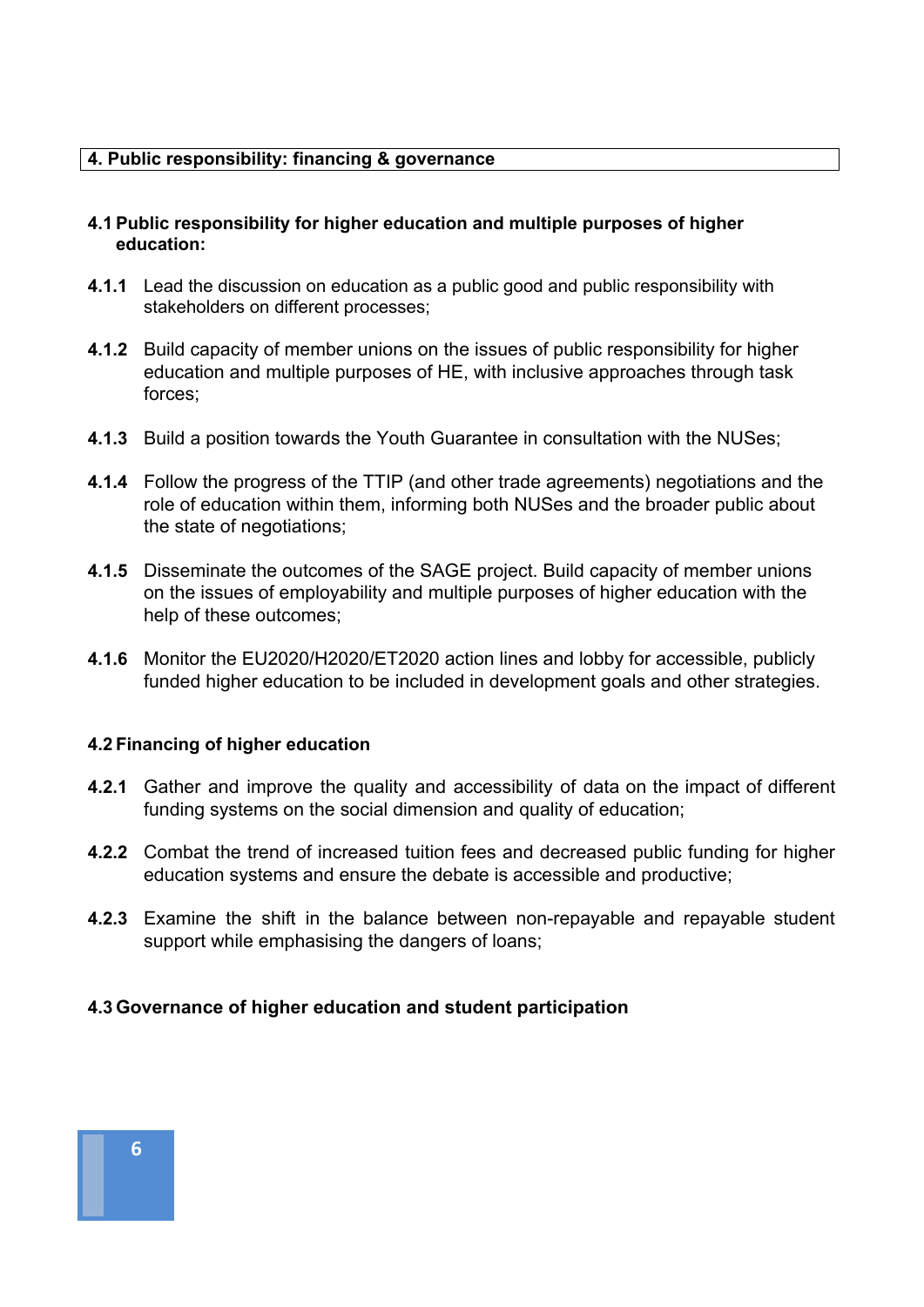## 4. Public responsibility: financing & governance

### 4.1 Public responsibility for higher education and multiple purposes of higher education:

**4.1.1** Lead the discussion on education as a public good and public responsibility with stakeholders on different processes;

**4.1.2** Build capacity of member unions on the issues of public responsibility for higher education and multiple purposes of HE, with inclusive approaches through task forces;

**4.1.3** Build a position towards the Youth Guarantee in consultation with the NUSes;

**4.1.4** Follow the progress of the TTIP (and other trade agreements) negotiations and the role of education within them, informing both NUSes and the broader public about the state of negotiations;

**4.1.5** Disseminate the outcomes of the SAGE project. Build capacity of member unions on the issues of employability and multiple purposes of higher education with the help of these outcomes;

**4.1.6** Monitor the EU2020/H2020/ET2020 action lines and lobby for accessible, publicly funded higher education to be included in development goals and other strategies.

### 4.2 Financing of higher education

**4.2.1** Gather and improve the quality and accessibility of data on the impact of different funding systems on the social dimension and quality of education;

**4.2.2** Combat the trend of increased tuition fees and decreased public funding for higher education systems and ensure the debate is accessible and productive;

**4.2.3** Examine the shift in the balance between non-repayable and repayable student support while emphasising the dangers of loans;

### 4.3 Governance of higher education and student participation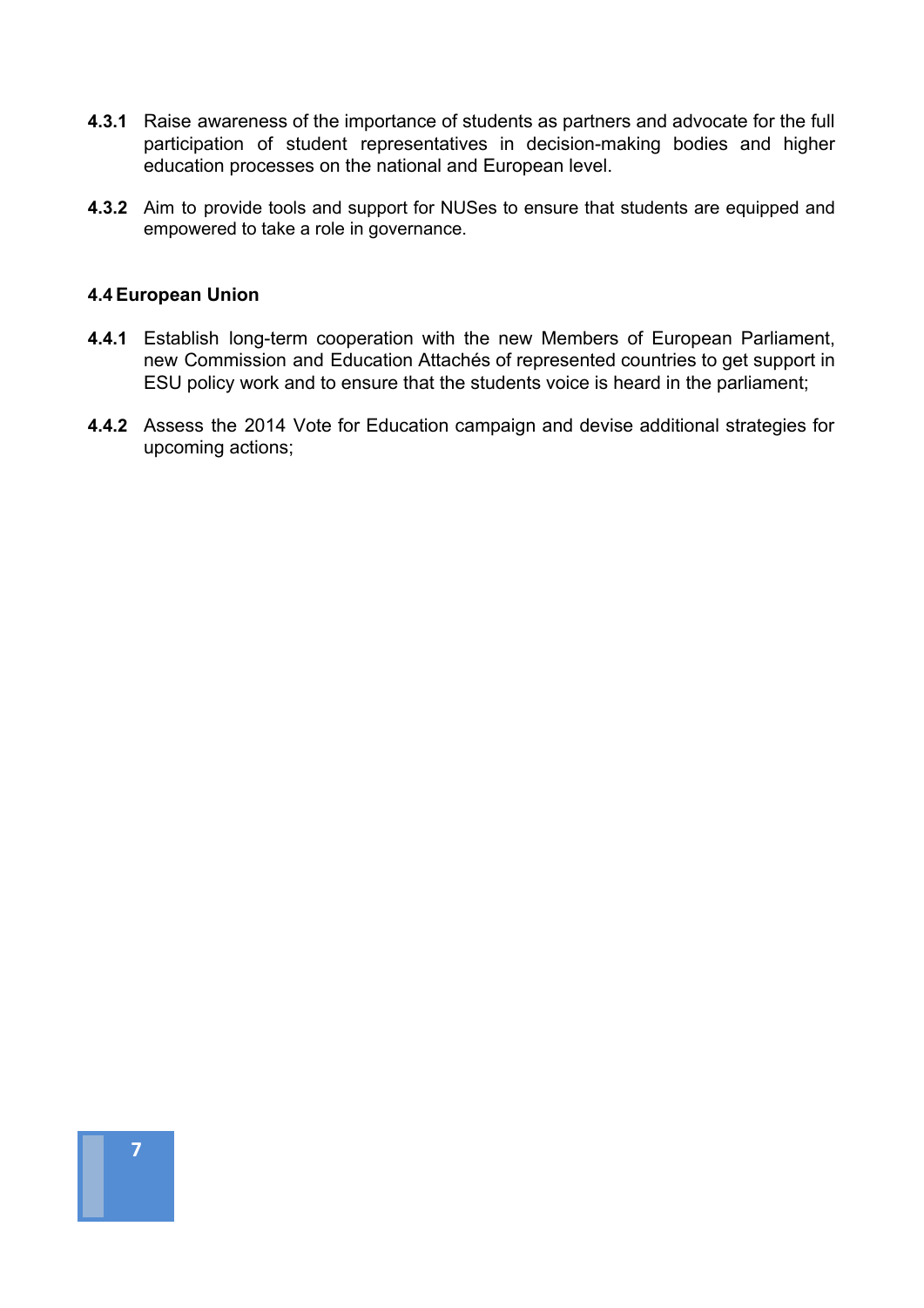**4.3.1** Raise awareness of the importance of students as partners and advocate for the full participation of student representatives in decision-making bodies and higher education processes on the national and European level.

**4.3.2** Aim to provide tools and support for NUSes to ensure that students are equipped and empowered to take a role in governance.

### 4.4 European Union

**4.4.1** Establish long-term cooperation with the new Members of European Parliament, new Commission and Education Attachés of represented countries to get support in ESU policy work and to ensure that the students voice is heard in the parliament;

**4.4.2** Assess the 2014 Vote for Education campaign and devise additional strategies for upcoming actions;